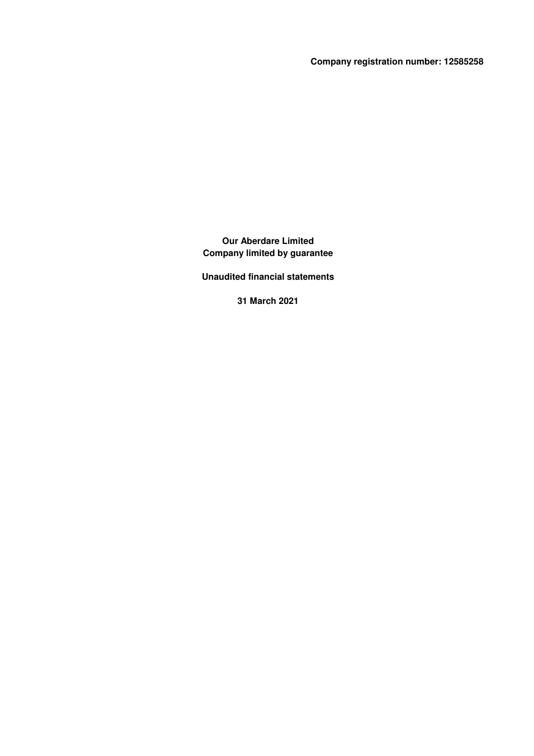**Company registration number: 12585258**

# Our Aberdare Limited
## Company limited by guarantee

**Unaudited financial statements**

**31 March 2021**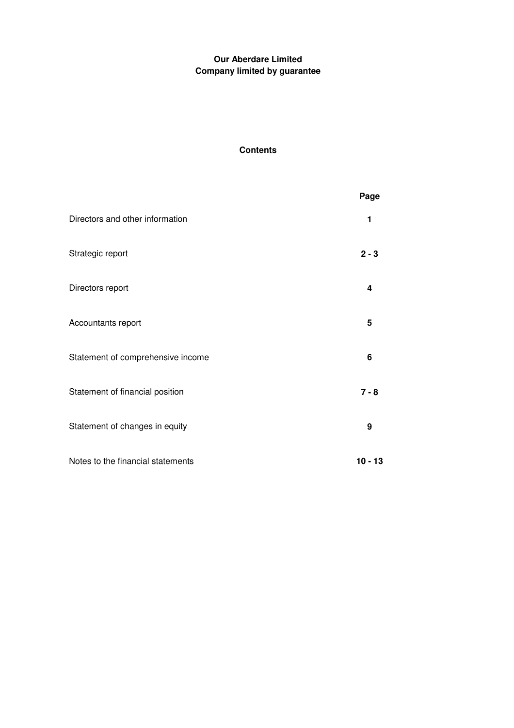**Our Aberdare Limited**
**Company limited by guarantee**

## Contents

| | Page |
|---|---|
| Directors and other information | **1** |
| Strategic report | **2 - 3** |
| Directors report | **4** |
| Accountants report | **5** |
| Statement of comprehensive income | **6** |
| Statement of financial position | **7 - 8** |
| Statement of changes in equity | **9** |
| Notes to the financial statements | **10 - 13** |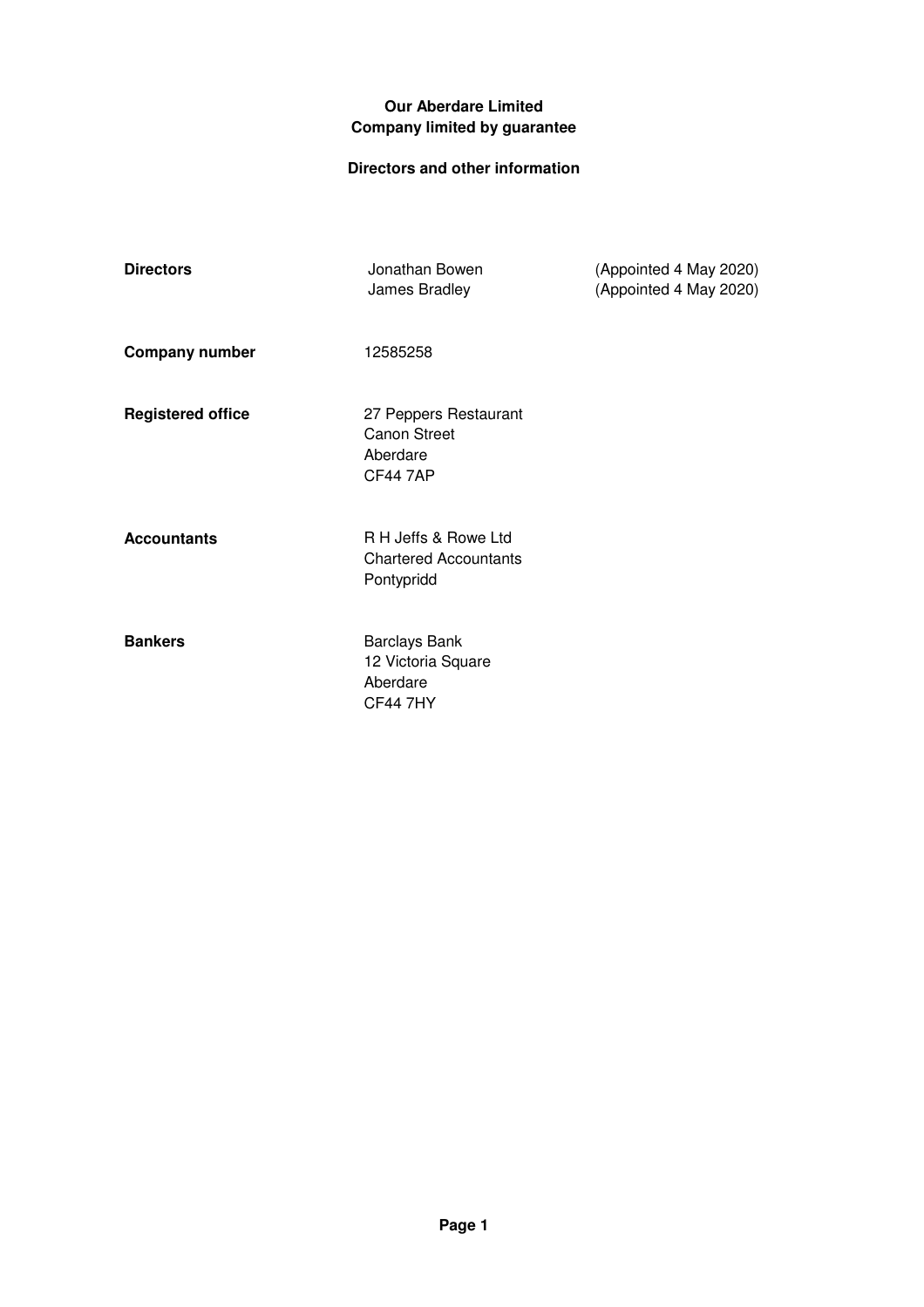**Our Aberdare Limited**
**Company limited by guarantee**

**Directors and other information**

| | | |
|---|---|---|
| **Directors** | Jonathan Bowen | (Appointed 4 May 2020) |
| | James Bradley | (Appointed 4 May 2020) |
| **Company number** | 12585258 | |
| **Registered office** | 27 Peppers Restaurant<br>Canon Street<br>Aberdare<br>CF44 7AP | |
| **Accountants** | R H Jeffs & Rowe Ltd<br>Chartered Accountants<br>Pontypridd | |
| **Bankers** | Barclays Bank<br>12 Victoria Square<br>Aberdare<br>CF44 7HY | |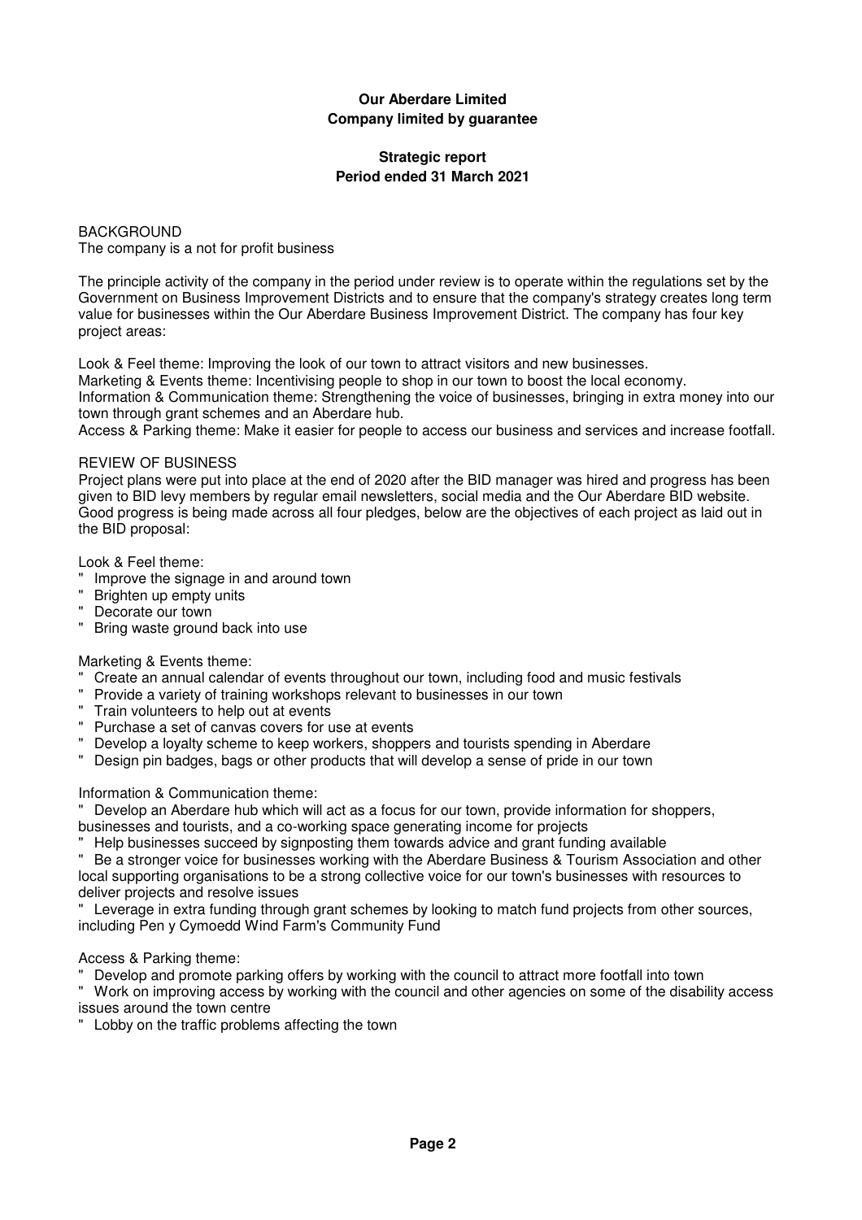**Our Aberdare Limited**
**Company limited by guarantee**

**Strategic report**
**Period ended 31 March 2021**

BACKGROUND
The company is a not for profit business

The principle activity of the company in the period under review is to operate within the regulations set by the Government on Business Improvement Districts and to ensure that the company's strategy creates long term value for businesses within the Our Aberdare Business Improvement District. The company has four key project areas:

Look & Feel theme: Improving the look of our town to attract visitors and new businesses.
Marketing & Events theme: Incentivising people to shop in our town to boost the local economy.
Information & Communication theme: Strengthening the voice of businesses, bringing in extra money into our town through grant schemes and an Aberdare hub.
Access & Parking theme: Make it easier for people to access our business and services and increase footfall.

REVIEW OF BUSINESS
Project plans were put into place at the end of 2020 after the BID manager was hired and progress has been given to BID levy members by regular email newsletters, social media and the Our Aberdare BID website. Good progress is being made across all four pledges, below are the objectives of each project as laid out in the BID proposal:

Look & Feel theme:
- Improve the signage in and around town
- Brighten up empty units
- Decorate our town
- Bring waste ground back into use

Marketing & Events theme:
- Create an annual calendar of events throughout our town, including food and music festivals
- Provide a variety of training workshops relevant to businesses in our town
- Train volunteers to help out at events
- Purchase a set of canvas covers for use at events
- Develop a loyalty scheme to keep workers, shoppers and tourists spending in Aberdare
- Design pin badges, bags or other products that will develop a sense of pride in our town

Information & Communication theme:
- Develop an Aberdare hub which will act as a focus for our town, provide information for shoppers, businesses and tourists, and a co-working space generating income for projects
- Help businesses succeed by signposting them towards advice and grant funding available
- Be a stronger voice for businesses working with the Aberdare Business & Tourism Association and other local supporting organisations to be a strong collective voice for our town's businesses with resources to deliver projects and resolve issues
- Leverage in extra funding through grant schemes by looking to match fund projects from other sources, including Pen y Cymoedd Wind Farm's Community Fund

Access & Parking theme:
- Develop and promote parking offers by working with the council to attract more footfall into town
- Work on improving access by working with the council and other agencies on some of the disability access issues around the town centre
- Lobby on the traffic problems affecting the town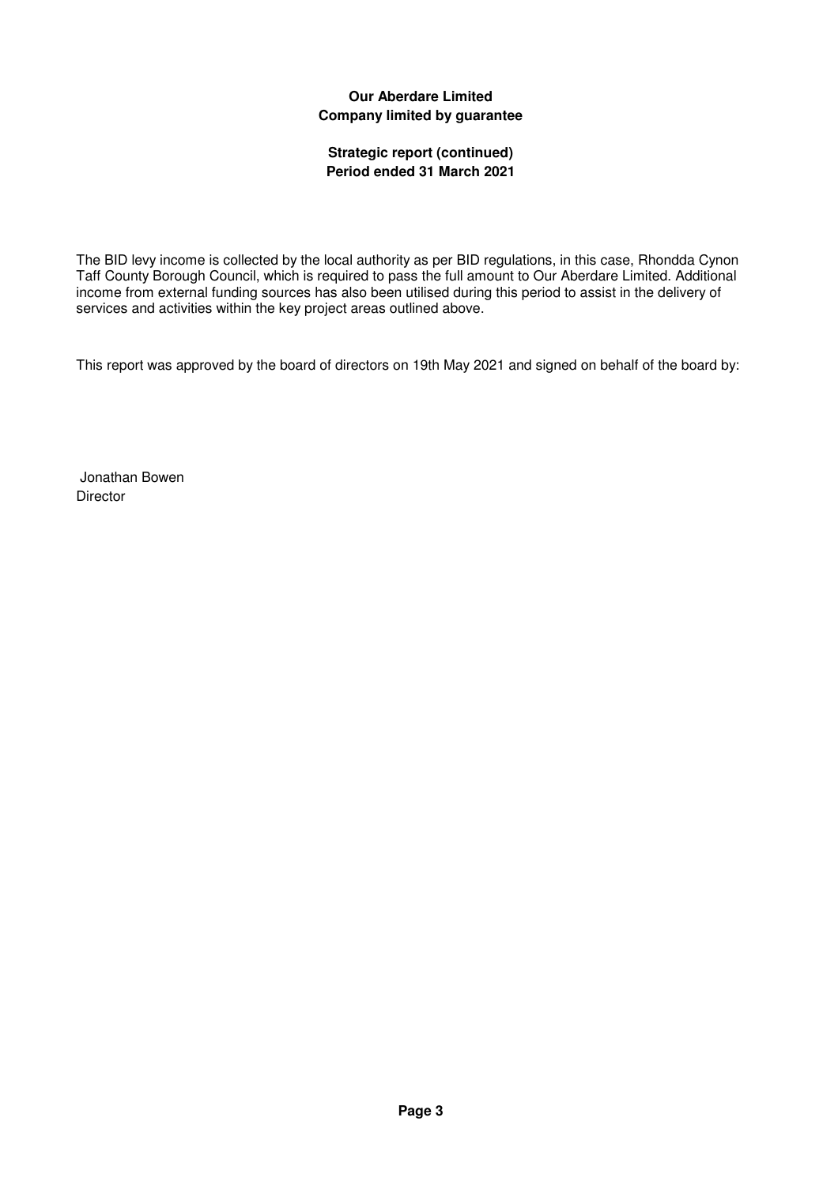**Our Aberdare Limited**
**Company limited by guarantee**

**Strategic report (continued)**
**Period ended 31 March 2021**

The BID levy income is collected by the local authority as per BID regulations, in this case, Rhondda Cynon Taff County Borough Council, which is required to pass the full amount to Our Aberdare Limited. Additional income from external funding sources has also been utilised during this period to assist in the delivery of services and activities within the key project areas outlined above.

This report was approved by the board of directors on 19th May 2021 and signed on behalf of the board by:

Jonathan Bowen
Director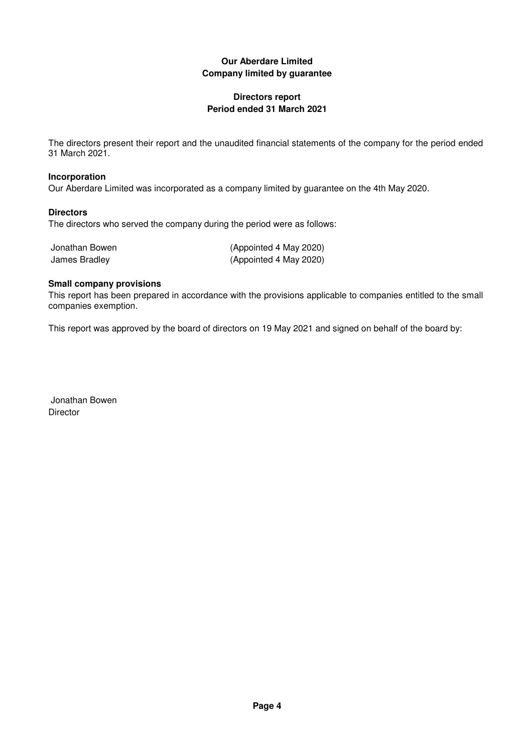**Our Aberdare Limited**
**Company limited by guarantee**

# Directors report
## Period ended 31 March 2021

The directors present their report and the unaudited financial statements of the company for the period ended 31 March 2021.

### Incorporation

Our Aberdare Limited was incorporated as a company limited by guarantee on the 4th May 2020.

### Directors

The directors who served the company during the period were as follows:

| | |
|---|---|
| Jonathan Bowen | (Appointed 4 May 2020) |
| James Bradley | (Appointed 4 May 2020) |

### Small company provisions

This report has been prepared in accordance with the provisions applicable to companies entitled to the small companies exemption.

This report was approved by the board of directors on 19 May 2021 and signed on behalf of the board by:

Jonathan Bowen
Director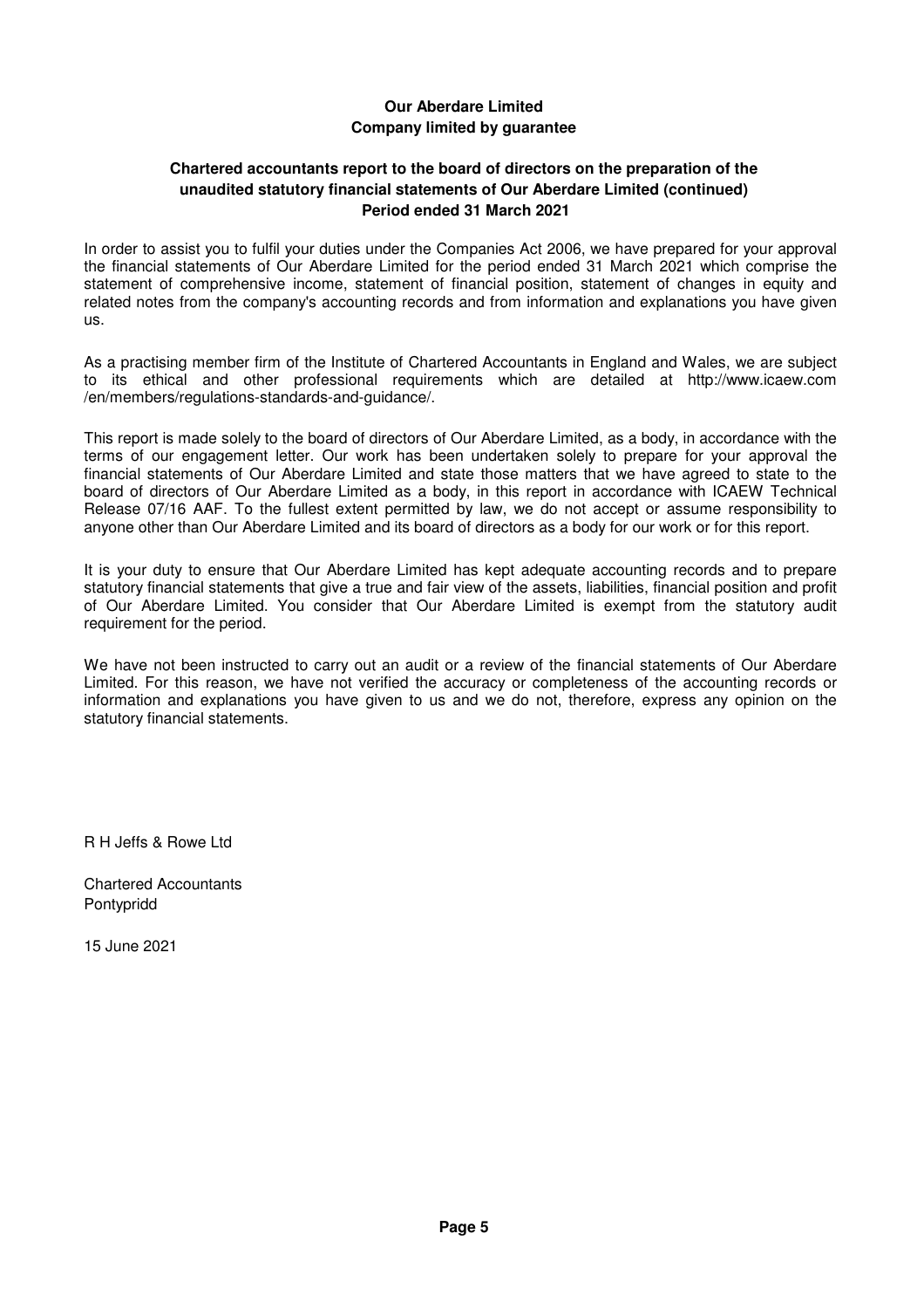**Our Aberdare Limited**
**Company limited by guarantee**

**Chartered accountants report to the board of directors on the preparation of the unaudited statutory financial statements of Our Aberdare Limited (continued)**
**Period ended 31 March 2021**

In order to assist you to fulfil your duties under the Companies Act 2006, we have prepared for your approval the financial statements of Our Aberdare Limited for the period ended 31 March 2021 which comprise the statement of comprehensive income, statement of financial position, statement of changes in equity and related notes from the company's accounting records and from information and explanations you have given us.

As a practising member firm of the Institute of Chartered Accountants in England and Wales, we are subject to its ethical and other professional requirements which are detailed at http://www.icaew.com /en/members/regulations-standards-and-guidance/.

This report is made solely to the board of directors of Our Aberdare Limited, as a body, in accordance with the terms of our engagement letter. Our work has been undertaken solely to prepare for your approval the financial statements of Our Aberdare Limited and state those matters that we have agreed to state to the board of directors of Our Aberdare Limited as a body, in this report in accordance with ICAEW Technical Release 07/16 AAF. To the fullest extent permitted by law, we do not accept or assume responsibility to anyone other than Our Aberdare Limited and its board of directors as a body for our work or for this report.

It is your duty to ensure that Our Aberdare Limited has kept adequate accounting records and to prepare statutory financial statements that give a true and fair view of the assets, liabilities, financial position and profit of Our Aberdare Limited. You consider that Our Aberdare Limited is exempt from the statutory audit requirement for the period.

We have not been instructed to carry out an audit or a review of the financial statements of Our Aberdare Limited. For this reason, we have not verified the accuracy or completeness of the accounting records or information and explanations you have given to us and we do not, therefore, express any opinion on the statutory financial statements.

R H Jeffs & Rowe Ltd

Chartered Accountants
Pontypridd

15 June 2021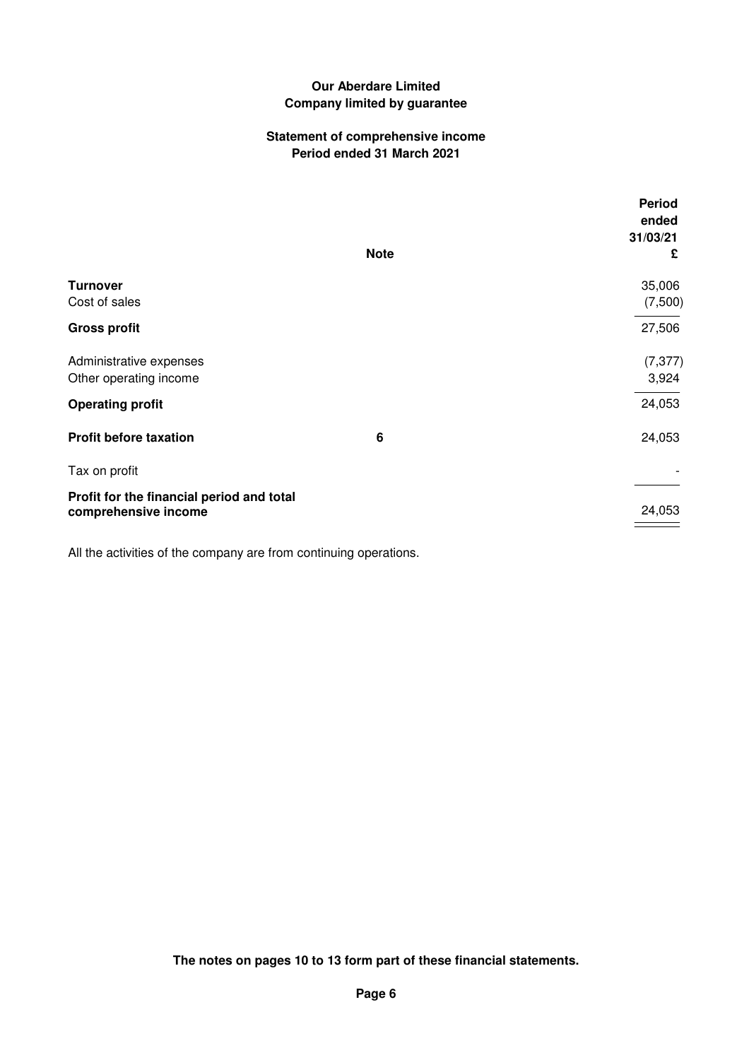**Our Aberdare Limited**
**Company limited by guarantee**

**Statement of comprehensive income**
**Period ended 31 March 2021**

| | Note | Period ended 31/03/21 £ |
|---|---|---|
| **Turnover** | | 35,006 |
| Cost of sales | | (7,500) |
| **Gross profit** | | 27,506 |
| Administrative expenses | | (7,377) |
| Other operating income | | 3,924 |
| **Operating profit** | | 24,053 |
| **Profit before taxation** | 6 | 24,053 |
| Tax on profit | | - |
| **Profit for the financial period and total comprehensive income** | | 24,053 |

All the activities of the company are from continuing operations.

**The notes on pages 10 to 13 form part of these financial statements.**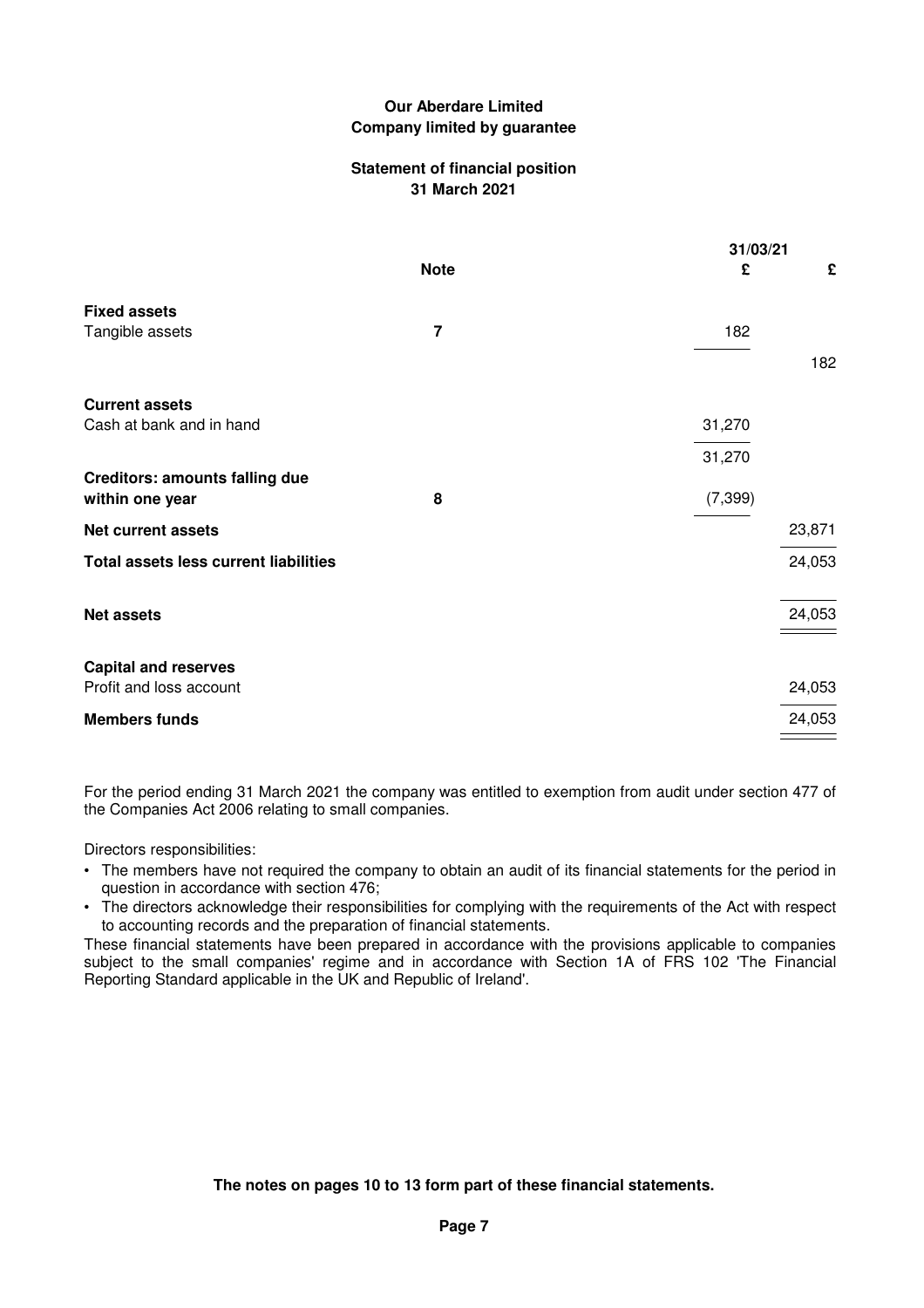**Our Aberdare Limited**
**Company limited by guarantee**

## Statement of financial position
**31 March 2021**

| | Note | 31/03/21 £ | £ |
|---|---|---|---|
| **Fixed assets** | | | |
| Tangible assets | 7 | 182 | |
| | | | 182 |
| **Current assets** | | | |
| Cash at bank and in hand | | 31,270 | |
| | | 31,270 | |
| **Creditors: amounts falling due within one year** | 8 | (7,399) | |
| **Net current assets** | | | 23,871 |
| **Total assets less current liabilities** | | | 24,053 |
| **Net assets** | | | 24,053 |
| **Capital and reserves** | | | |
| Profit and loss account | | | 24,053 |
| **Members funds** | | | 24,053 |

For the period ending 31 March 2021 the company was entitled to exemption from audit under section 477 of the Companies Act 2006 relating to small companies.

Directors responsibilities:

- The members have not required the company to obtain an audit of its financial statements for the period in question in accordance with section 476;
- The directors acknowledge their responsibilities for complying with the requirements of the Act with respect to accounting records and the preparation of financial statements.

These financial statements have been prepared in accordance with the provisions applicable to companies subject to the small companies' regime and in accordance with Section 1A of FRS 102 'The Financial Reporting Standard applicable in the UK and Republic of Ireland'.

**The notes on pages 10 to 13 form part of these financial statements.**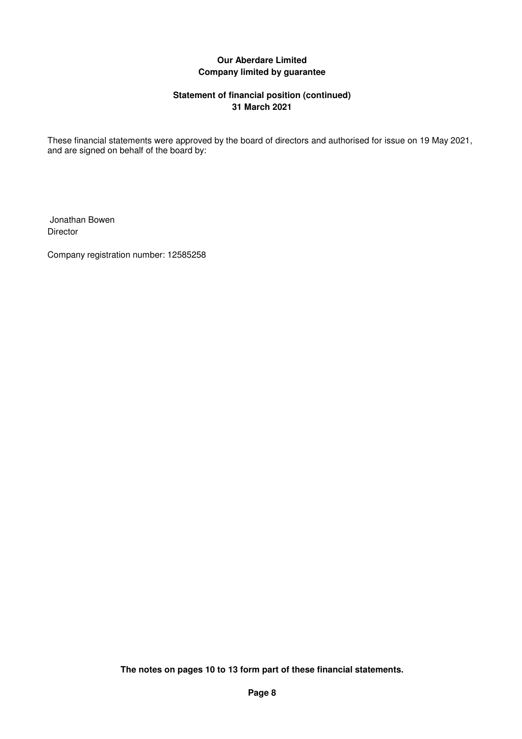**Our Aberdare Limited**
**Company limited by guarantee**

**Statement of financial position (continued)**
**31 March 2021**

These financial statements were approved by the board of directors and authorised for issue on 19 May 2021, and are signed on behalf of the board by:

Jonathan Bowen
Director

Company registration number: 12585258

**The notes on pages 10 to 13 form part of these financial statements.**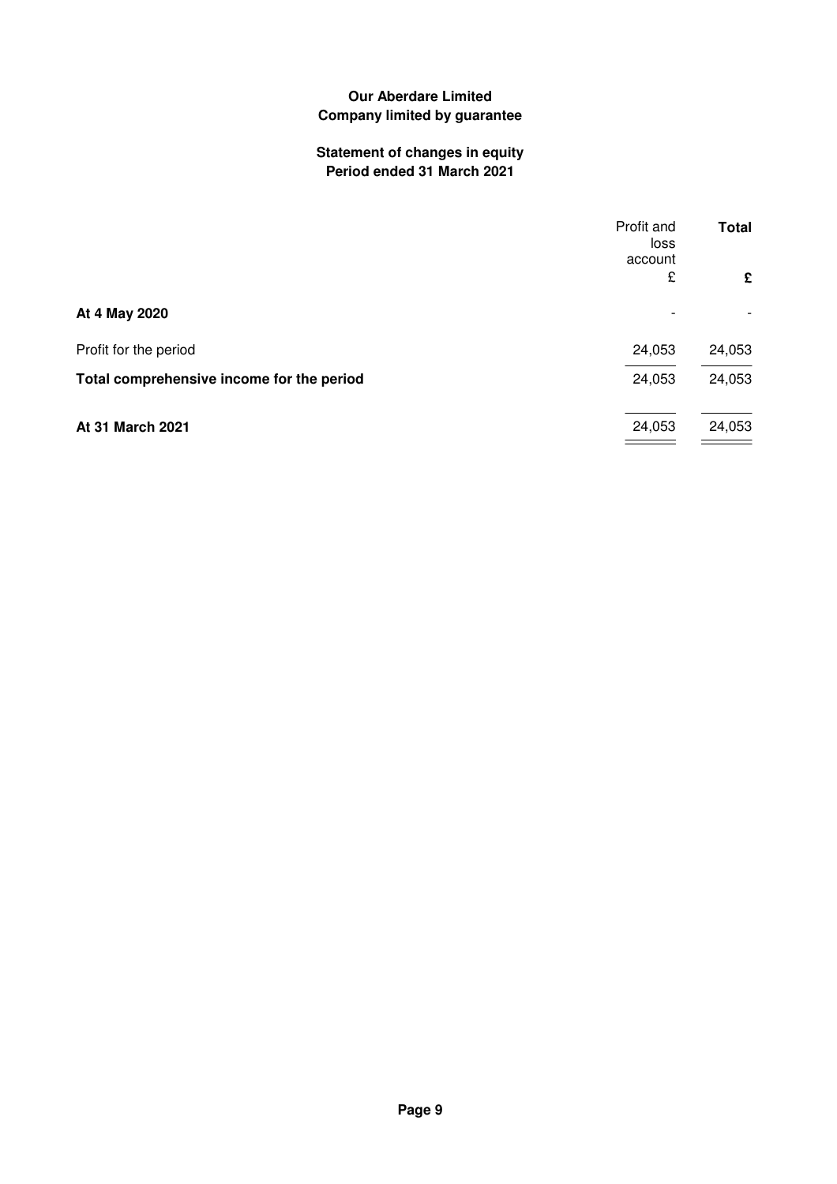**Our Aberdare Limited**
**Company limited by guarantee**

**Statement of changes in equity**
**Period ended 31 March 2021**

| | Profit and loss account | **Total** |
|---|---|---|
| | £ | **£** |
| **At 4 May 2020** | - | - |
| Profit for the period | 24,053 | 24,053 |
| **Total comprehensive income for the period** | 24,053 | 24,053 |
| **At 31 March 2021** | 24,053 | 24,053 |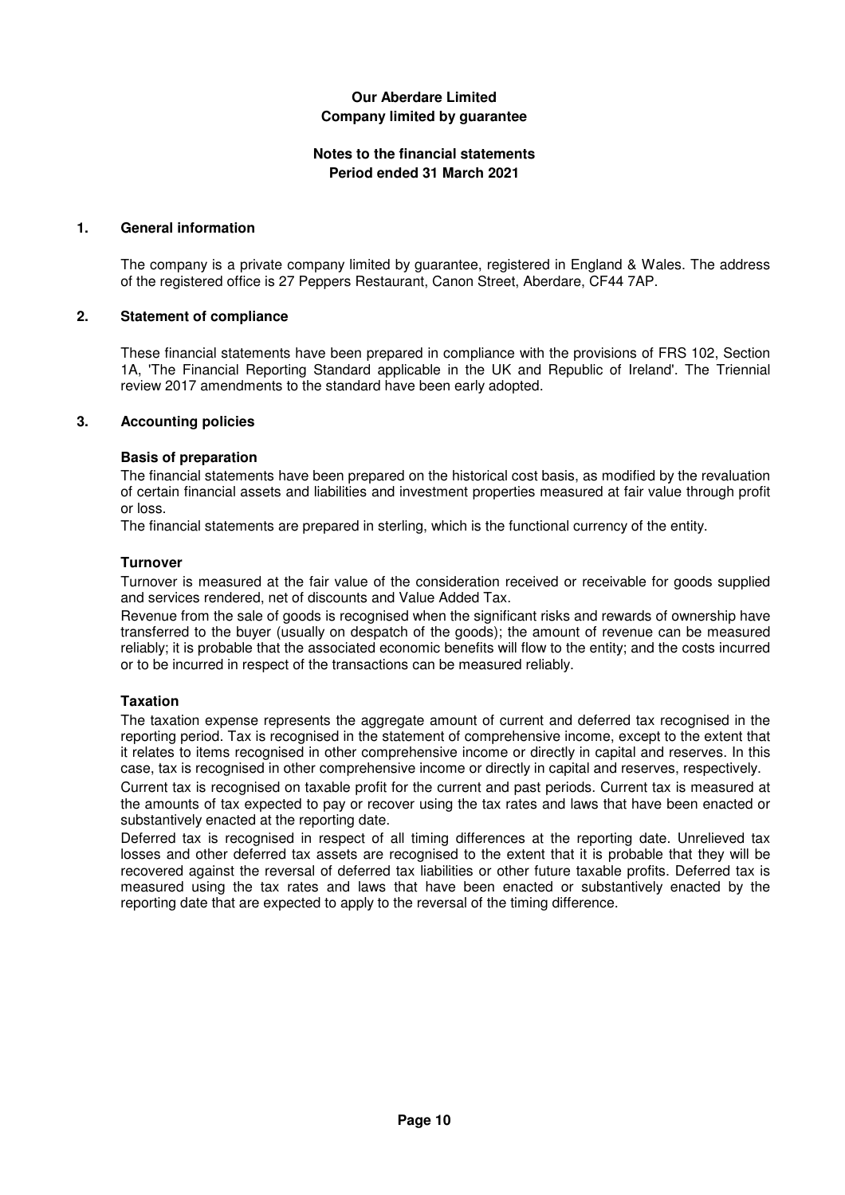**Our Aberdare Limited**
**Company limited by guarantee**

**Notes to the financial statements**
**Period ended 31 March 2021**

## 1. General information

The company is a private company limited by guarantee, registered in England & Wales. The address of the registered office is 27 Peppers Restaurant, Canon Street, Aberdare, CF44 7AP.

## 2. Statement of compliance

These financial statements have been prepared in compliance with the provisions of FRS 102, Section 1A, 'The Financial Reporting Standard applicable in the UK and Republic of Ireland'. The Triennial review 2017 amendments to the standard have been early adopted.

## 3. Accounting policies

### Basis of preparation

The financial statements have been prepared on the historical cost basis, as modified by the revaluation of certain financial assets and liabilities and investment properties measured at fair value through profit or loss.

The financial statements are prepared in sterling, which is the functional currency of the entity.

### Turnover

Turnover is measured at the fair value of the consideration received or receivable for goods supplied and services rendered, net of discounts and Value Added Tax.

Revenue from the sale of goods is recognised when the significant risks and rewards of ownership have transferred to the buyer (usually on despatch of the goods); the amount of revenue can be measured reliably; it is probable that the associated economic benefits will flow to the entity; and the costs incurred or to be incurred in respect of the transactions can be measured reliably.

### Taxation

The taxation expense represents the aggregate amount of current and deferred tax recognised in the reporting period. Tax is recognised in the statement of comprehensive income, except to the extent that it relates to items recognised in other comprehensive income or directly in capital and reserves. In this case, tax is recognised in other comprehensive income or directly in capital and reserves, respectively.

Current tax is recognised on taxable profit for the current and past periods. Current tax is measured at the amounts of tax expected to pay or recover using the tax rates and laws that have been enacted or substantively enacted at the reporting date.

Deferred tax is recognised in respect of all timing differences at the reporting date. Unrelieved tax losses and other deferred tax assets are recognised to the extent that it is probable that they will be recovered against the reversal of deferred tax liabilities or other future taxable profits. Deferred tax is measured using the tax rates and laws that have been enacted or substantively enacted by the reporting date that are expected to apply to the reversal of the timing difference.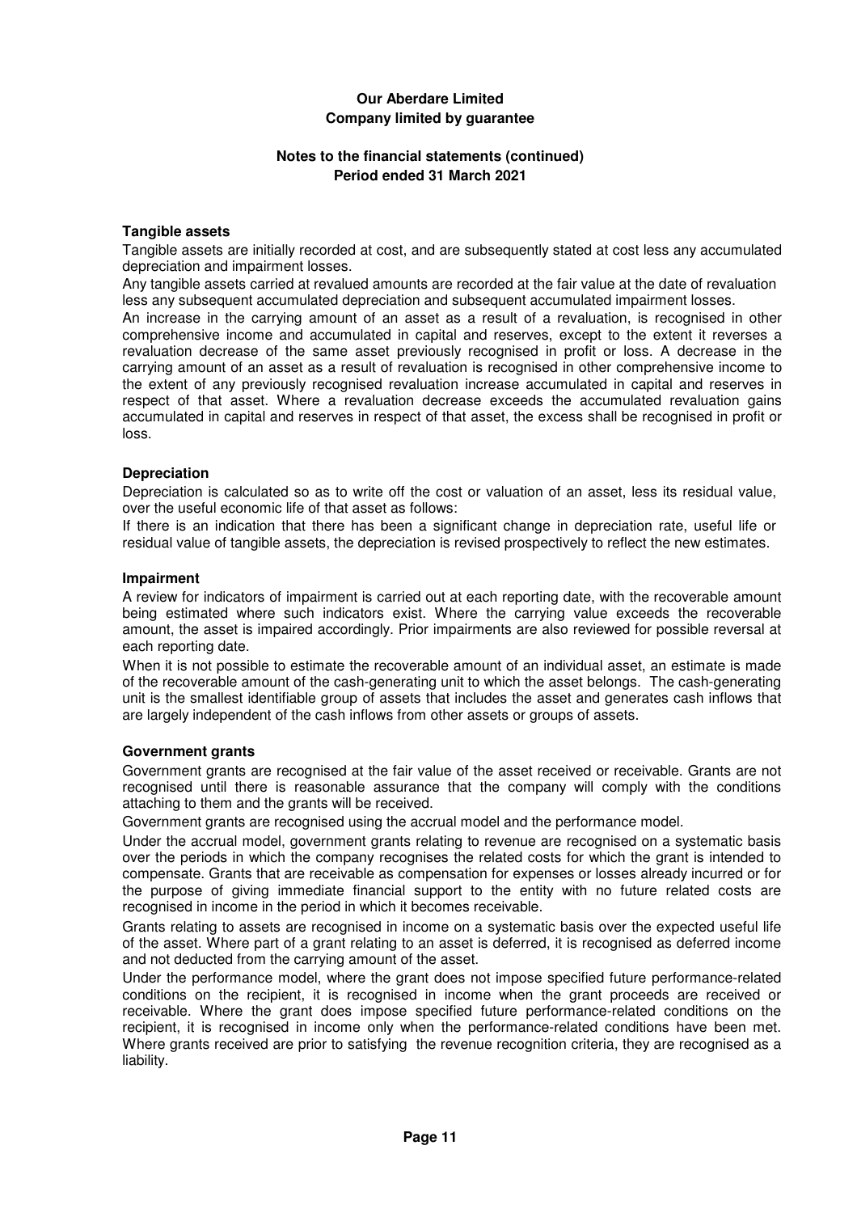**Our Aberdare Limited**
**Company limited by guarantee**

**Notes to the financial statements (continued)**
**Period ended 31 March 2021**

### Tangible assets

Tangible assets are initially recorded at cost, and are subsequently stated at cost less any accumulated depreciation and impairment losses.

Any tangible assets carried at revalued amounts are recorded at the fair value at the date of revaluation less any subsequent accumulated depreciation and subsequent accumulated impairment losses.

An increase in the carrying amount of an asset as a result of a revaluation, is recognised in other comprehensive income and accumulated in capital and reserves, except to the extent it reverses a revaluation decrease of the same asset previously recognised in profit or loss. A decrease in the carrying amount of an asset as a result of revaluation is recognised in other comprehensive income to the extent of any previously recognised revaluation increase accumulated in capital and reserves in respect of that asset. Where a revaluation decrease exceeds the accumulated revaluation gains accumulated in capital and reserves in respect of that asset, the excess shall be recognised in profit or loss.

### Depreciation

Depreciation is calculated so as to write off the cost or valuation of an asset, less its residual value, over the useful economic life of that asset as follows:

If there is an indication that there has been a significant change in depreciation rate, useful life or residual value of tangible assets, the depreciation is revised prospectively to reflect the new estimates.

### Impairment

A review for indicators of impairment is carried out at each reporting date, with the recoverable amount being estimated where such indicators exist. Where the carrying value exceeds the recoverable amount, the asset is impaired accordingly. Prior impairments are also reviewed for possible reversal at each reporting date.

When it is not possible to estimate the recoverable amount of an individual asset, an estimate is made of the recoverable amount of the cash-generating unit to which the asset belongs. The cash-generating unit is the smallest identifiable group of assets that includes the asset and generates cash inflows that are largely independent of the cash inflows from other assets or groups of assets.

### Government grants

Government grants are recognised at the fair value of the asset received or receivable. Grants are not recognised until there is reasonable assurance that the company will comply with the conditions attaching to them and the grants will be received.

Government grants are recognised using the accrual model and the performance model.

Under the accrual model, government grants relating to revenue are recognised on a systematic basis over the periods in which the company recognises the related costs for which the grant is intended to compensate. Grants that are receivable as compensation for expenses or losses already incurred or for the purpose of giving immediate financial support to the entity with no future related costs are recognised in income in the period in which it becomes receivable.

Grants relating to assets are recognised in income on a systematic basis over the expected useful life of the asset. Where part of a grant relating to an asset is deferred, it is recognised as deferred income and not deducted from the carrying amount of the asset.

Under the performance model, where the grant does not impose specified future performance-related conditions on the recipient, it is recognised in income when the grant proceeds are received or receivable. Where the grant does impose specified future performance-related conditions on the recipient, it is recognised in income only when the performance-related conditions have been met. Where grants received are prior to satisfying the revenue recognition criteria, they are recognised as a liability.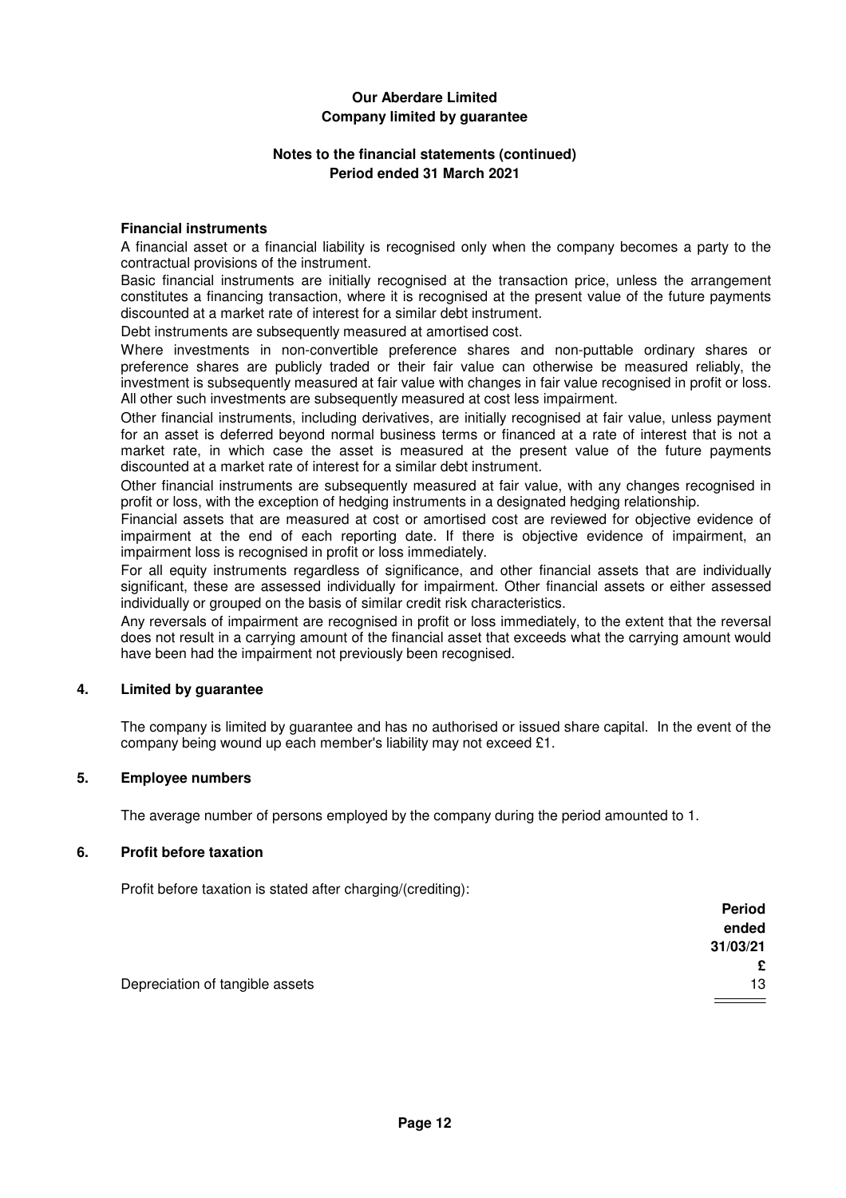**Our Aberdare Limited**
**Company limited by guarantee**

**Notes to the financial statements (continued)**
**Period ended 31 March 2021**

**Financial instruments**

A financial asset or a financial liability is recognised only when the company becomes a party to the contractual provisions of the instrument.

Basic financial instruments are initially recognised at the transaction price, unless the arrangement constitutes a financing transaction, where it is recognised at the present value of the future payments discounted at a market rate of interest for a similar debt instrument.

Debt instruments are subsequently measured at amortised cost.

Where investments in non-convertible preference shares and non-puttable ordinary shares or preference shares are publicly traded or their fair value can otherwise be measured reliably, the investment is subsequently measured at fair value with changes in fair value recognised in profit or loss. All other such investments are subsequently measured at cost less impairment.

Other financial instruments, including derivatives, are initially recognised at fair value, unless payment for an asset is deferred beyond normal business terms or financed at a rate of interest that is not a market rate, in which case the asset is measured at the present value of the future payments discounted at a market rate of interest for a similar debt instrument.

Other financial instruments are subsequently measured at fair value, with any changes recognised in profit or loss, with the exception of hedging instruments in a designated hedging relationship.

Financial assets that are measured at cost or amortised cost are reviewed for objective evidence of impairment at the end of each reporting date. If there is objective evidence of impairment, an impairment loss is recognised in profit or loss immediately.

For all equity instruments regardless of significance, and other financial assets that are individually significant, these are assessed individually for impairment. Other financial assets or either assessed individually or grouped on the basis of similar credit risk characteristics.

Any reversals of impairment are recognised in profit or loss immediately, to the extent that the reversal does not result in a carrying amount of the financial asset that exceeds what the carrying amount would have been had the impairment not previously been recognised.

## 4. Limited by guarantee

The company is limited by guarantee and has no authorised or issued share capital. In the event of the company being wound up each member's liability may not exceed £1.

## 5. Employee numbers

The average number of persons employed by the company during the period amounted to 1.

## 6. Profit before taxation

Profit before taxation is stated after charging/(crediting):

| | Period ended 31/03/21 £ |
|---|---|
| Depreciation of tangible assets | 13 |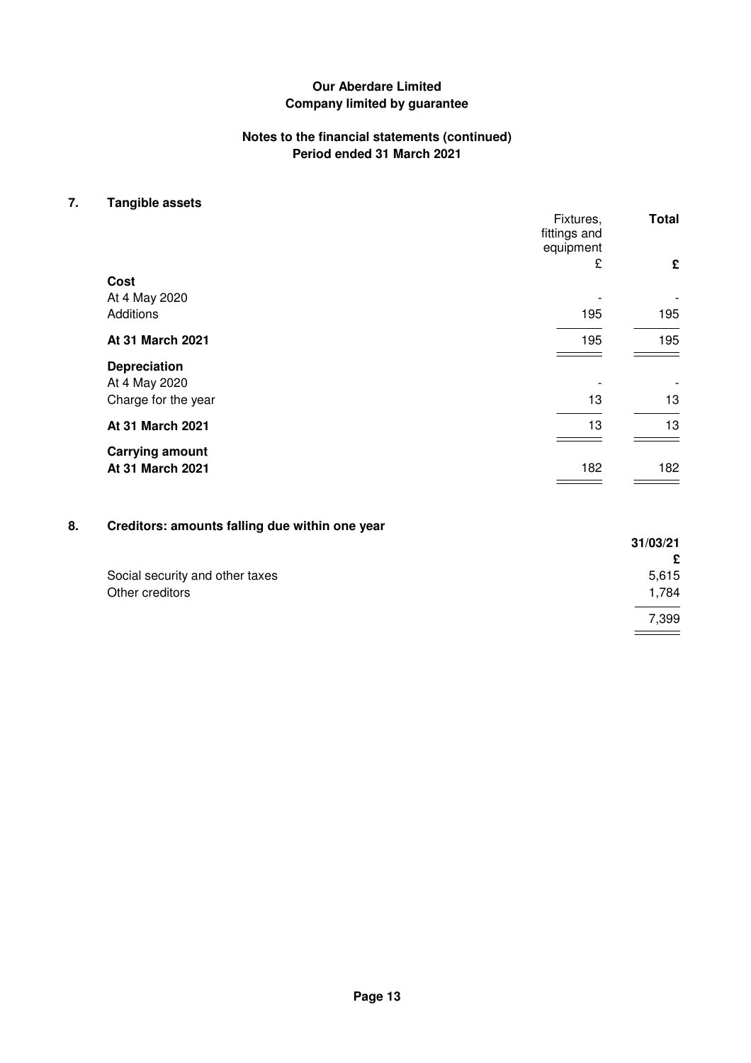**Our Aberdare Limited**
**Company limited by guarantee**

**Notes to the financial statements (continued)**
**Period ended 31 March 2021**

## 7. Tangible assets

| | Fixtures, fittings and equipment | **Total** |
|---|---|---|
| | £ | **£** |
| **Cost** | | |
| At 4 May 2020 | - | - |
| Additions | 195 | 195 |
| **At 31 March 2021** | 195 | 195 |
| **Depreciation** | | |
| At 4 May 2020 | - | - |
| Charge for the year | 13 | 13 |
| **At 31 March 2021** | 13 | 13 |
| **Carrying amount** | | |
| **At 31 March 2021** | 182 | 182 |

## 8. Creditors: amounts falling due within one year

| | **31/03/21** |
|---|---|
| | **£** |
| Social security and other taxes | 5,615 |
| Other creditors | 1,784 |
| | 7,399 |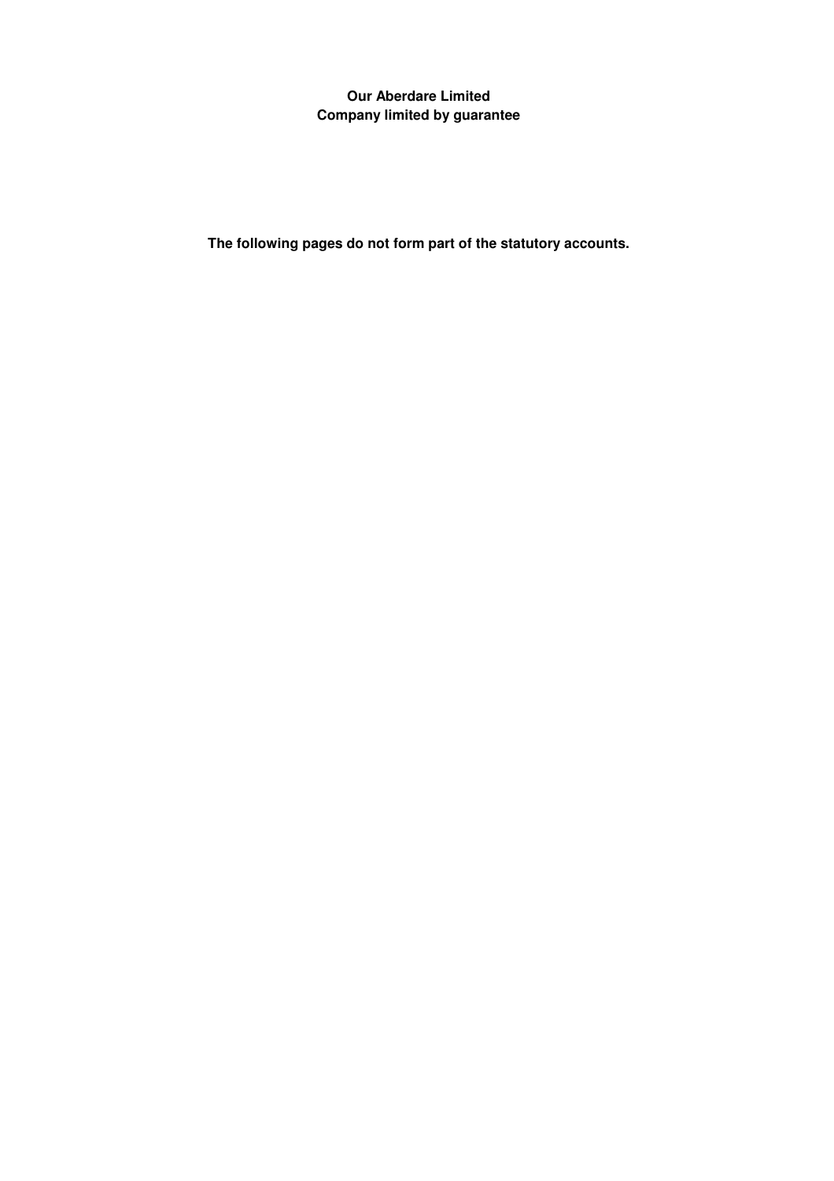**Our Aberdare Limited**
**Company limited by guarantee**

**The following pages do not form part of the statutory accounts.**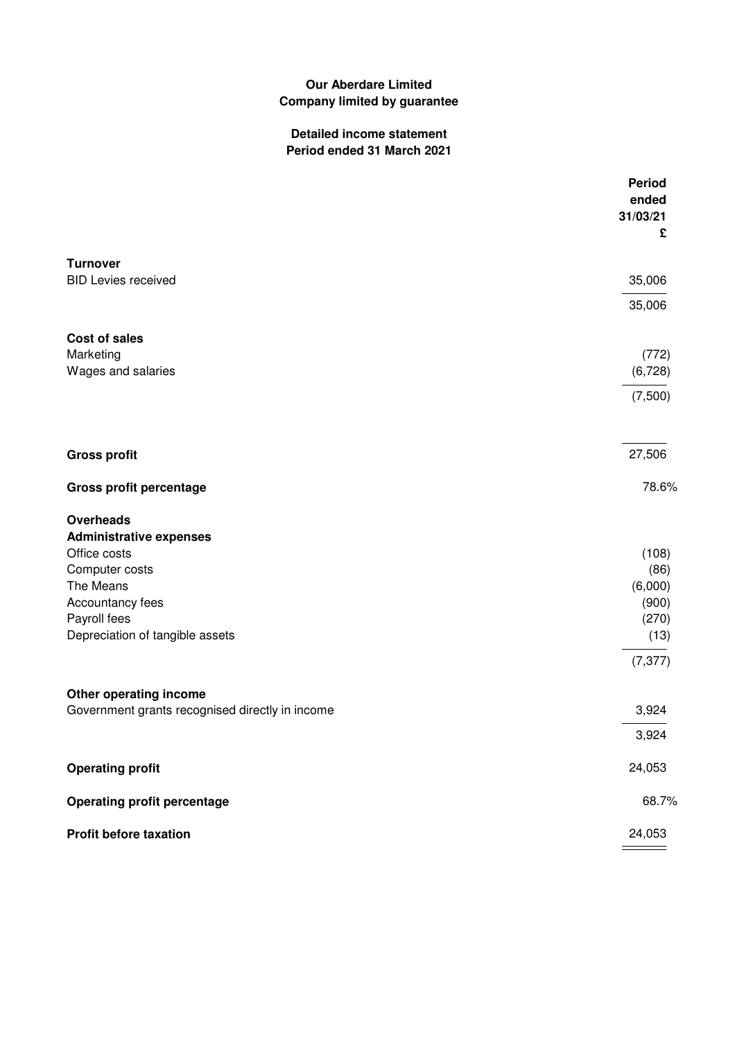**Our Aberdare Limited**
**Company limited by guarantee**

**Detailed income statement**
**Period ended 31 March 2021**

| | Period ended 31/03/21 £ |
|---|---|
| **Turnover** | |
| BID Levies received | 35,006 |
| | 35,006 |
| **Cost of sales** | |
| Marketing | (772) |
| Wages and salaries | (6,728) |
| | (7,500) |
| **Gross profit** | 27,506 |
| **Gross profit percentage** | 78.6% |
| **Overheads** | |
| **Administrative expenses** | |
| Office costs | (108) |
| Computer costs | (86) |
| The Means | (6,000) |
| Accountancy fees | (900) |
| Payroll fees | (270) |
| Depreciation of tangible assets | (13) |
| | (7,377) |
| **Other operating income** | |
| Government grants recognised directly in income | 3,924 |
| | 3,924 |
| **Operating profit** | 24,053 |
| **Operating profit percentage** | 68.7% |
| **Profit before taxation** | 24,053 |